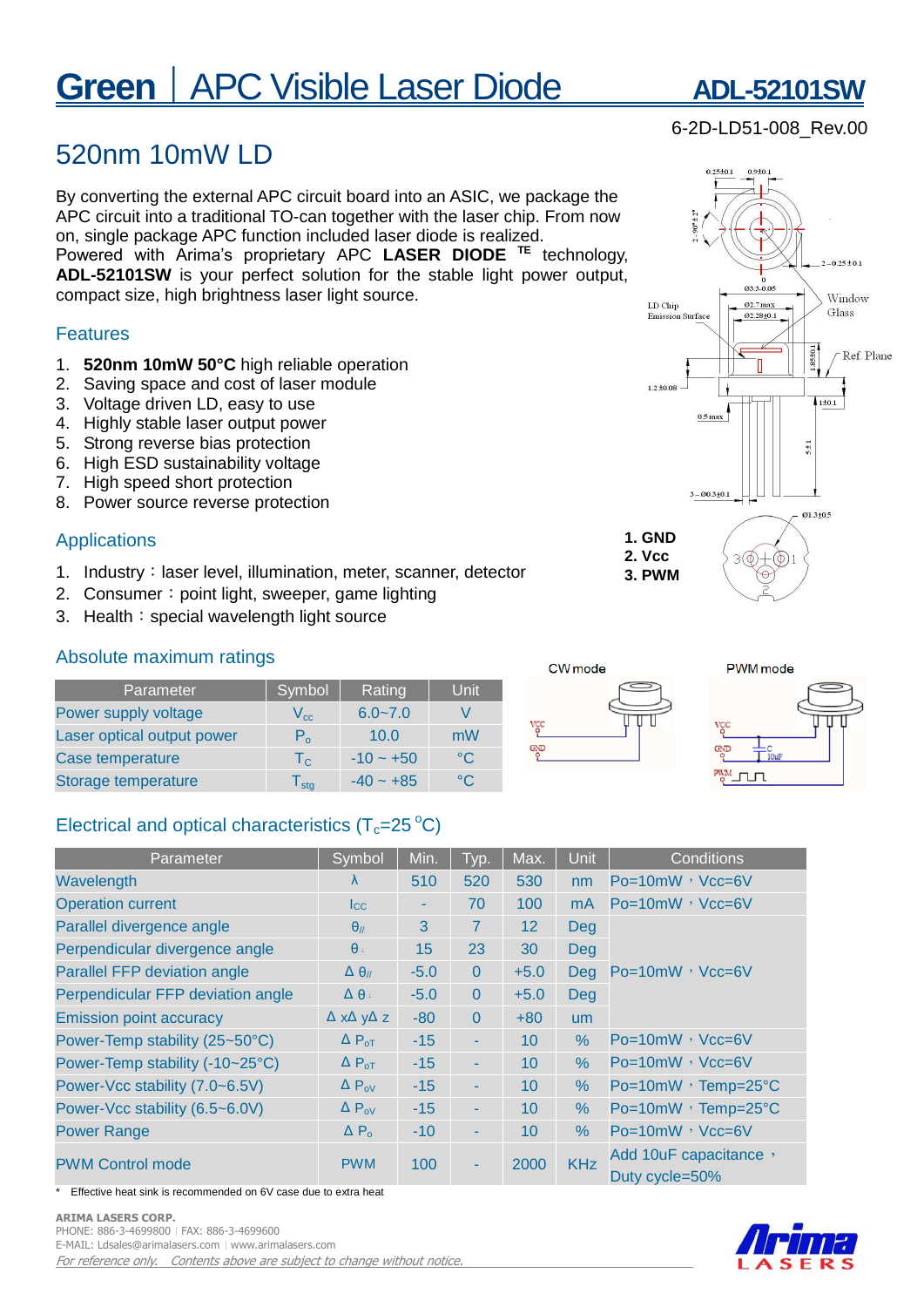# Green | APC Visible Laser Diode **ADL-52101SW**

6-2D-LD51-008_Rev.00

## 520nm 10mW LD

By converting the external APC circuit board into an ASIC, we package the APC circuit into a traditional TO-can together with the laser chip. From now on, single package APC function included laser diode is realized.
Powered with Arima's proprietary APC **LASER DIODE** TE technology, **ADL-52101SW** is your perfect solution for the stable light power output, compact size, high brightness laser light source.

### Features

1. **520nm 10mW 50°C** high reliable operation
2. Saving space and cost of laser module
3. Voltage driven LD, easy to use
4. Highly stable laser output power
5. Strong reverse bias protection
6. High ESD sustainability voltage
7. High speed short protection
8. Power source reverse protection

### Applications

1. Industry：laser level, illumination, meter, scanner, detector
2. Consumer：point light, sweeper, game lighting
3. Health：special wavelength light source

**1. GND**
**2. Vcc**
**3. PWM**

### Absolute maximum ratings

| Parameter | Symbol | Rating | Unit |
|---|---|---|---|
| Power supply voltage | $V_{cc}$ | 6.0~7.0 | V |
| Laser optical output power | $P_o$ | 10.0 | mW |
| Case temperature | $T_C$ | -10 ~ +50 | °C |
| Storage temperature | $T_{stg}$ | -40 ~ +85 | °C |

CW mode

PWM mode

### Electrical and optical characteristics ($T_c$=25 °C)

| Parameter | Symbol | Min. | Typ. | Max. | Unit | Conditions |
|---|---|---|---|---|---|---|
| Wavelength | λ | 510 | 520 | 530 | nm | Po=10mW，Vcc=6V |
| Operation current | $I_{CC}$ | - | 70 | 100 | mA | Po=10mW，Vcc=6V |
| Parallel divergence angle | $\theta_{//}$ | 3 | 7 | 12 | Deg | |
| Perpendicular divergence angle | $\theta_{\perp}$ | 15 | 23 | 30 | Deg | |
| Parallel FFP deviation angle | $\Delta\theta_{//}$ | -5.0 | 0 | +5.0 | Deg | Po=10mW，Vcc=6V |
| Perpendicular FFP deviation angle | $\Delta\theta_{\perp}$ | -5.0 | 0 | +5.0 | Deg | |
| Emission point accuracy | Δ xΔ yΔ z | -80 | 0 | +80 | um | |
| Power-Temp stability (25~50°C) | $\Delta P_{oT}$ | -15 | - | 10 | % | Po=10mW，Vcc=6V |
| Power-Temp stability (-10~25°C) | $\Delta P_{oT}$ | -15 | - | 10 | % | Po=10mW，Vcc=6V |
| Power-Vcc stability (7.0~6.5V) | $\Delta P_{oV}$ | -15 | - | 10 | % | Po=10mW，Temp=25°C |
| Power-Vcc stability (6.5~6.0V) | $\Delta P_{oV}$ | -15 | - | 10 | % | Po=10mW，Temp=25°C |
| Power Range | $\Delta P_o$ | -10 | - | 10 | % | Po=10mW，Vcc=6V |
| PWM Control mode | PWM | 100 | - | 2000 | KHz | Add 10uF capacitance，Duty cycle=50% |

\* Effective heat sink is recommended on 6V case due to extra heat

**ARIMA LASERS CORP.**
PHONE: 886-3-4699800 | FAX: 886-3-4699600
E-MAIL: Ldsales@arimalasers.com | www.arimalasers.com
*For reference only. Contents above are subject to change without notice.*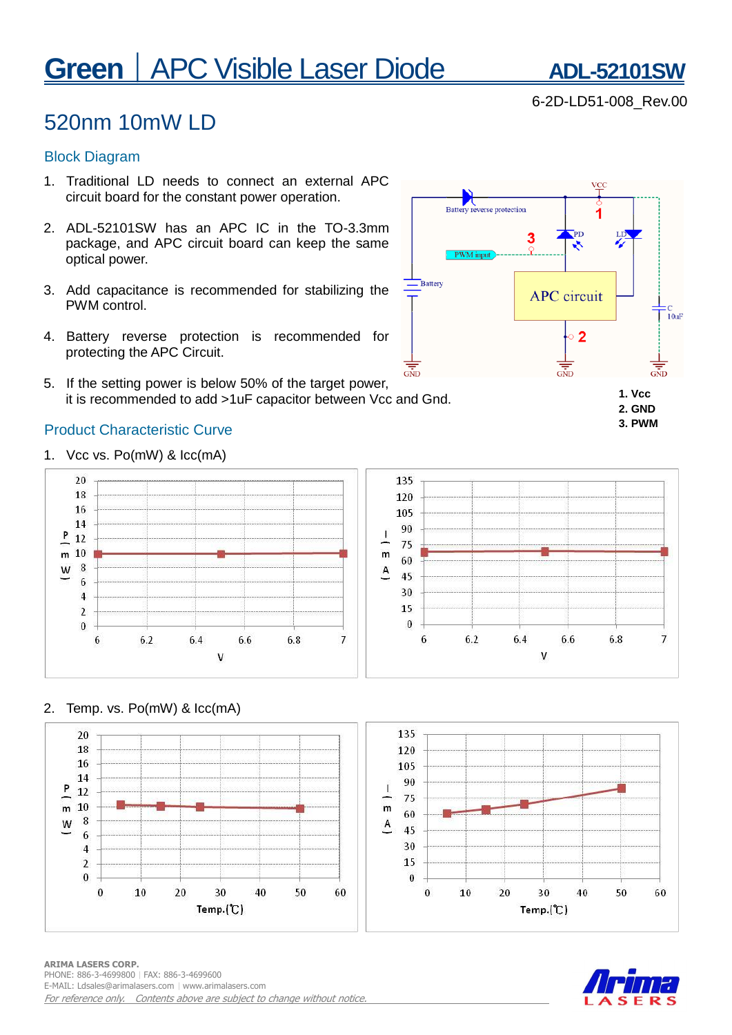# Green | APC Visible Laser Diode ADL-52101SW

6-2D-LD51-008_Rev.00

## 520nm 10mW LD

### Block Diagram

1. Traditional LD needs to connect an external APC circuit board for the constant power operation.
2. ADL-52101SW has an APC IC in the TO-3.3mm package, and APC circuit board can keep the same optical power.
3. Add capacitance is recommended for stabilizing the PWM control.
4. Battery reverse protection is recommended for protecting the APC Circuit.
5. If the setting power is below 50% of the target power, it is recommended to add >1uF capacitor between Vcc and Gnd.

VCC
Battery reverse protection
1
3
PD
LD
PWM input
Battery
APC circuit
C
10uF
2
GND GND GND

**1. Vcc**
**2. GND**
**3. PWM**

### Product Characteristic Curve

1. Vcc vs. Po(mW) & Icc(mA)

P (mW)
20 18 16 14 12 10 8 6 4 2 0
6 6.2 6.4 6.6 6.8 7
V

I (mA)
135 120 105 90 75 60 45 30 15 0
6 6.2 6.4 6.6 6.8 7
V

2. Temp. vs. Po(mW) & Icc(mA)

P (mW)
20 18 16 14 12 10 8 6 4 2 0
0 10 20 30 40 50 60
Temp.(℃)

I (mA)
135 120 105 90 75 60 45 30 15 0
0 10 20 30 40 50 60
Temp.(℃)

**ARIMA LASERS CORP.**
PHONE: 886-3-4699800 | FAX: 886-3-4699600
E-MAIL: Ldsales@arimalasers.com | www.arimalasers.com
*For reference only. Contents above are subject to change without notice.*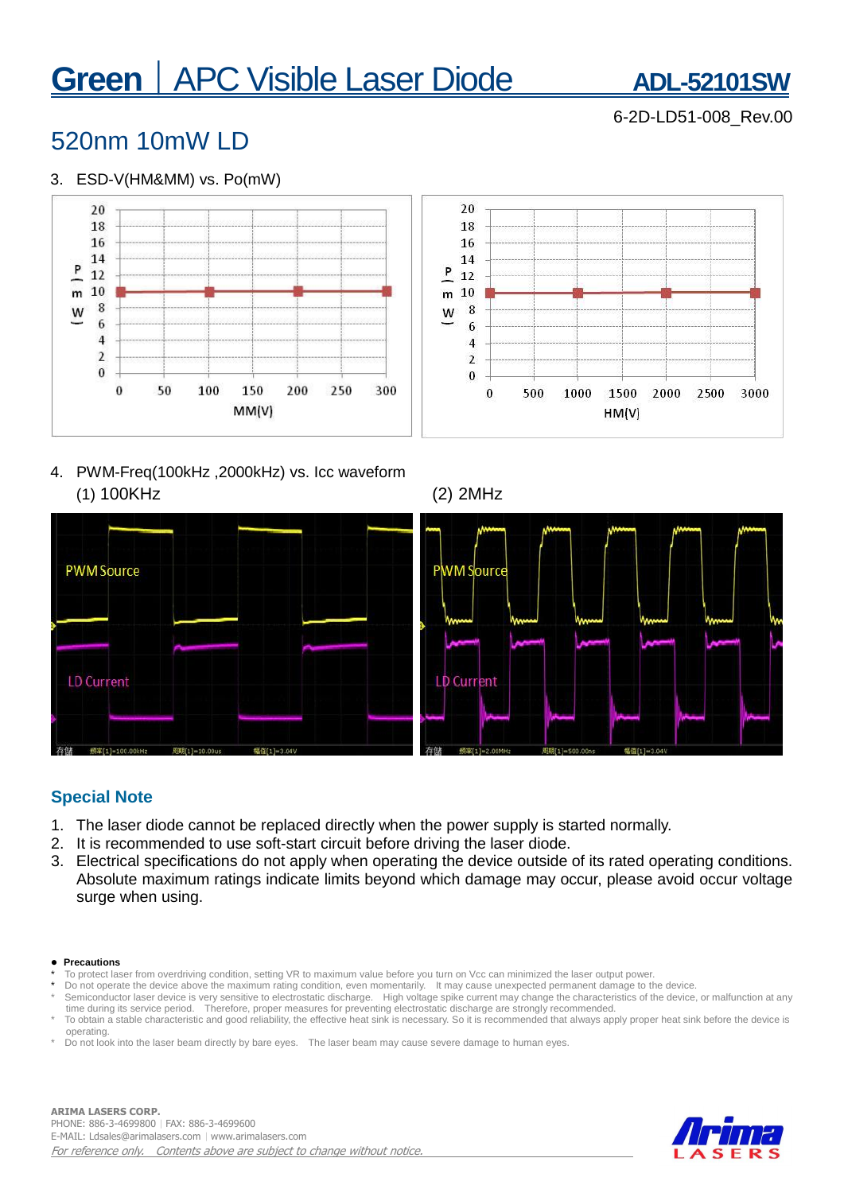# Green | APC Visible Laser Diode

**ADL-52101SW**

6-2D-LD51-008_Rev.00

## 520nm 10mW LD

3. ESD-V(HM&MM) vs. Po(mW)

P (mW)
20
18
16
14
12
10
8
6
4
2
0
0 50 100 150 200 250 300
MM(V)

P (mW)
20
18
16
14
12
10
8
6
4
2
0
0 500 1000 1500 2000 2500 3000
HM(V)

4. PWM-Freq(100kHz ,2000kHz) vs. Icc waveform
   (1) 100KHz
   (2) 2MHz

PWM Source
LD Current
存储 频率[1]=100.00kHz 周期[1]=10.00us 幅值[1]=3.04V

PWM Source
LD Current
存储 频率[1]=2.00MHz 周期[1]=500.00ns 幅值[1]=3.04V

### Special Note

1. The laser diode cannot be replaced directly when the power supply is started normally.
2. It is recommended to use soft-start circuit before driving the laser diode.
3. Electrical specifications do not apply when operating the device outside of its rated operating conditions. Absolute maximum ratings indicate limits beyond which damage may occur, please avoid occur voltage surge when using.

- **Precautions**

* To protect laser from overdriving condition, setting VR to maximum value before you turn on Vcc can minimized the laser output power.
* Do not operate the device above the maximum rating condition, even momentarily. It may cause unexpected permanent damage to the device.
* Semiconductor laser device is very sensitive to electrostatic discharge. High voltage spike current may change the characteristics of the device, or malfunction at any time during its service period. Therefore, proper measures for preventing electrostatic discharge are strongly recommended.
* To obtain a stable characteristic and good reliability, the effective heat sink is necessary. So it is recommended that always apply proper heat sink before the device is operating.
* Do not look into the laser beam directly by bare eyes. The laser beam may cause severe damage to human eyes.

**ARIMA LASERS CORP.**
PHONE: 886-3-4699800 | FAX: 886-3-4699600
E-MAIL: Ldsales@arimalasers.com | www.arimalasers.com
*For reference only. Contents above are subject to change without notice.*

Arima LASERS